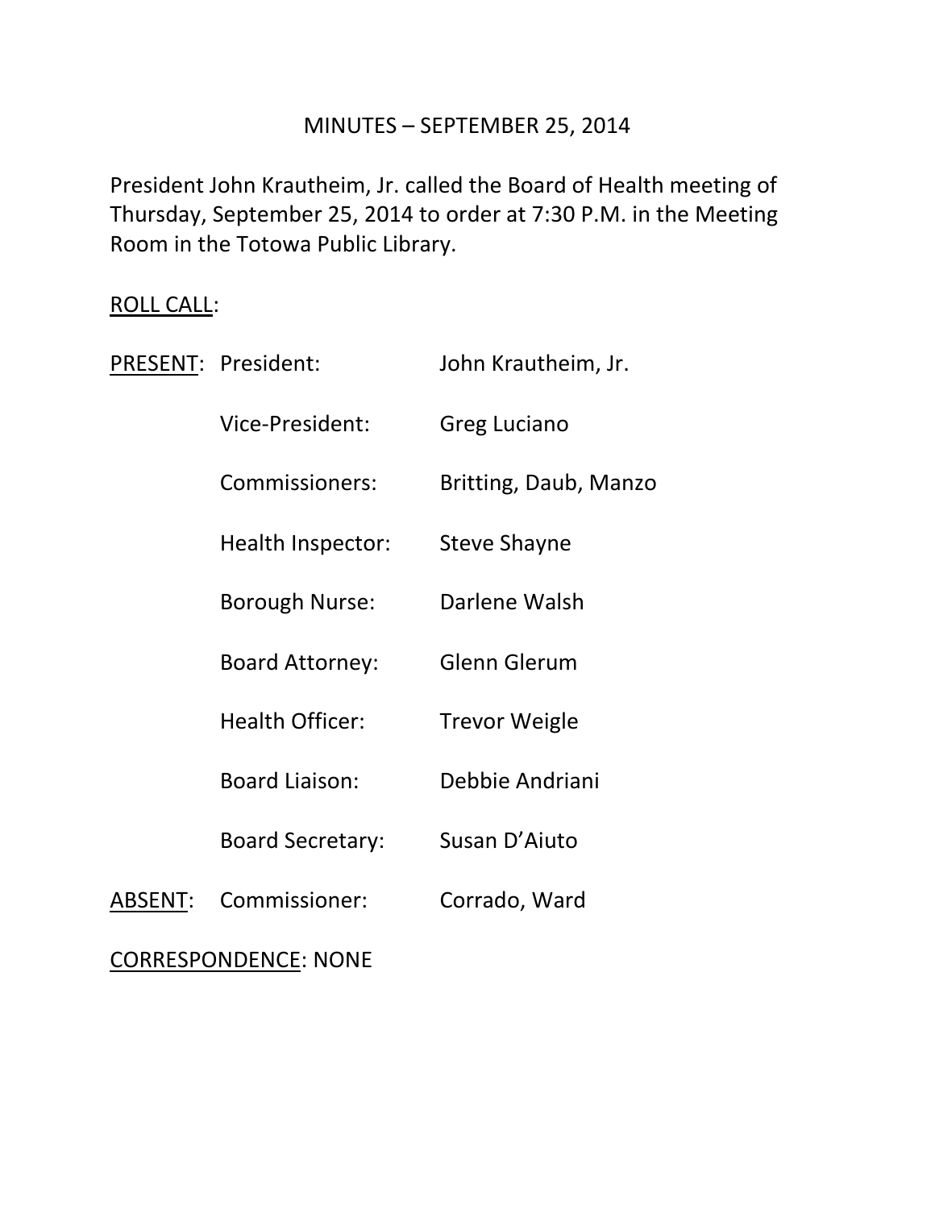# MINUTES – SEPTEMBER 25, 2014

President John Krautheim, Jr. called the Board of Health meeting of Thursday, September 25, 2014 to order at 7:30 P.M. in the Meeting Room in the Totowa Public Library.

<u>ROLL CALL</u>:

<u>PRESENT</u>:

| | |
|---|---|
| President: | John Krautheim, Jr. |
| Vice-President: | Greg Luciano |
| Commissioners: | Britting, Daub, Manzo |
| Health Inspector: | Steve Shayne |
| Borough Nurse: | Darlene Walsh |
| Board Attorney: | Glenn Glerum |
| Health Officer: | Trevor Weigle |
| Board Liaison: | Debbie Andriani |
| Board Secretary: | Susan D'Aiuto |

<u>ABSENT</u>:

| | |
|---|---|
| Commissioner: | Corrado, Ward |

<u>CORRESPONDENCE</u>: NONE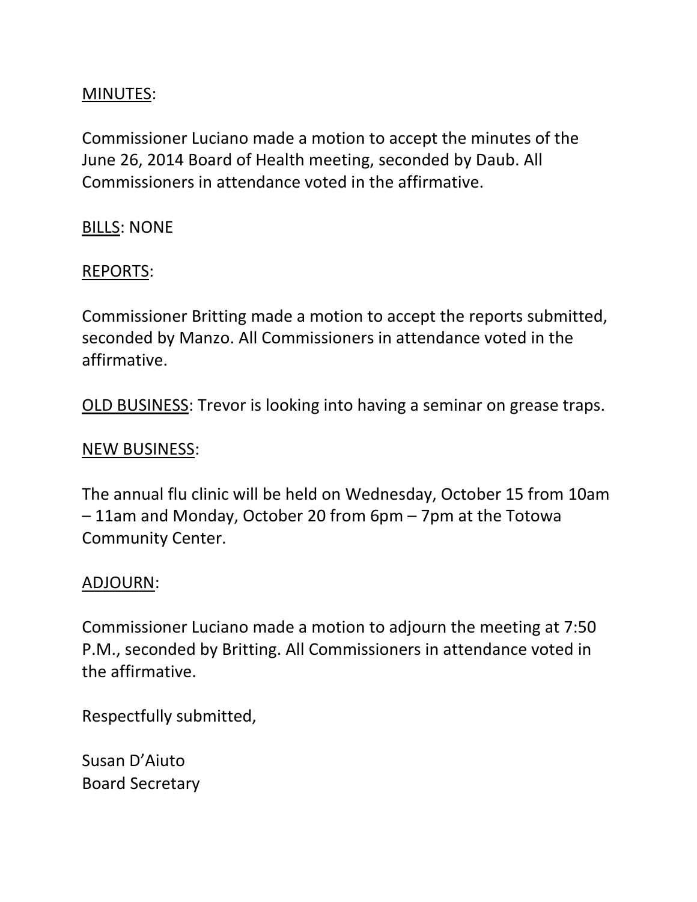MINUTES:

Commissioner Luciano made a motion to accept the minutes of the June 26, 2014 Board of Health meeting, seconded by Daub. All Commissioners in attendance voted in the affirmative.

BILLS: NONE

REPORTS:

Commissioner Britting made a motion to accept the reports submitted, seconded by Manzo. All Commissioners in attendance voted in the affirmative.

OLD BUSINESS: Trevor is looking into having a seminar on grease traps.

NEW BUSINESS:

The annual flu clinic will be held on Wednesday, October 15 from 10am – 11am and Monday, October 20 from 6pm – 7pm at the Totowa Community Center.

ADJOURN:

Commissioner Luciano made a motion to adjourn the meeting at 7:50 P.M., seconded by Britting. All Commissioners in attendance voted in the affirmative.

Respectfully submitted,

Susan D'Aiuto
Board Secretary